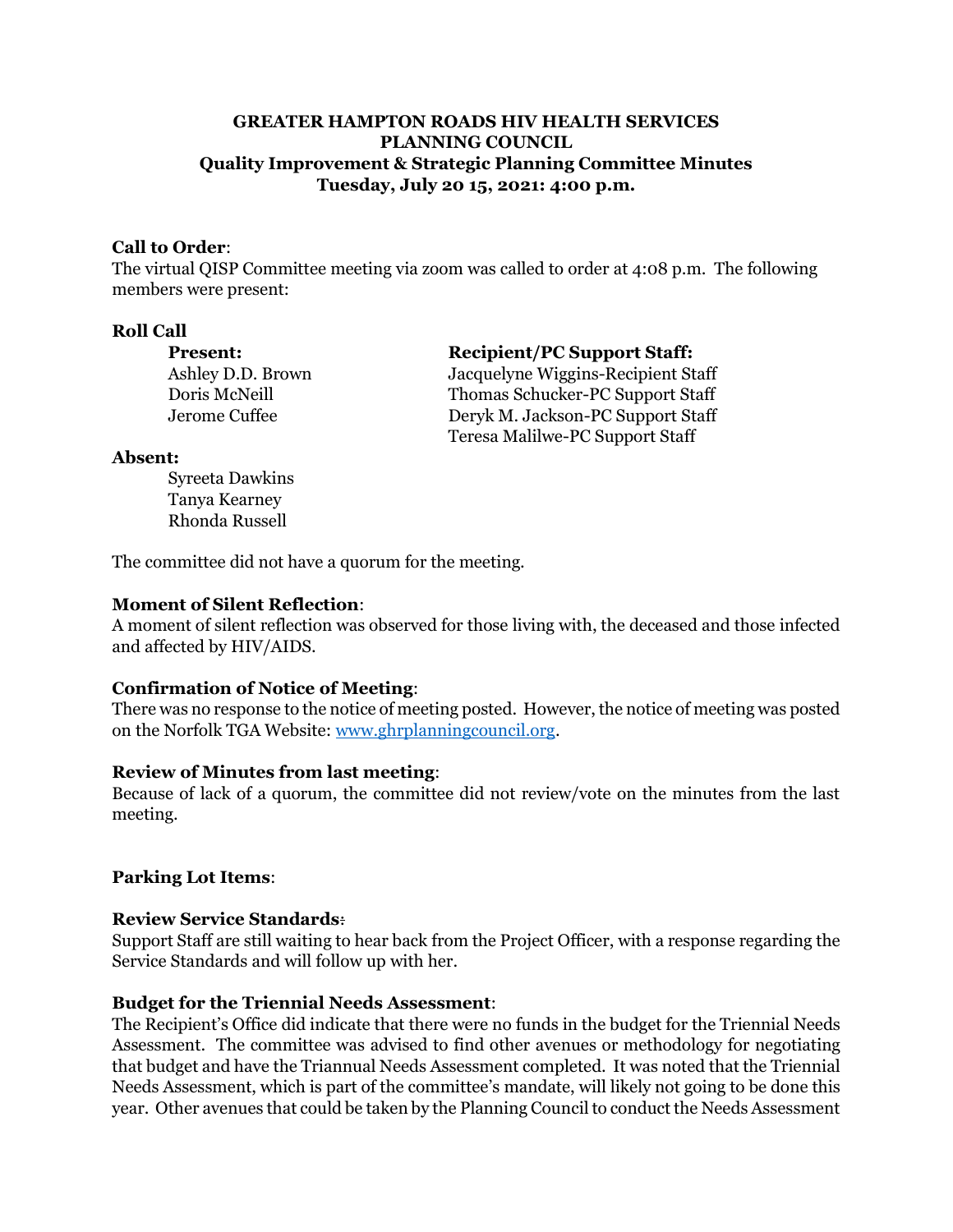**GREATER HAMPTON ROADS HIV HEALTH SERVICES PLANNING COUNCIL**
**Quality Improvement & Strategic Planning Committee Minutes**
**Tuesday, July 20 15, 2021: 4:00 p.m.**

**Call to Order**:
The virtual QISP Committee meeting via zoom was called to order at 4:08 p.m. The following members were present:

**Roll Call**

**Present:**
Ashley D.D. Brown
Doris McNeill
Jerome Cuffee

**Recipient/PC Support Staff:**
Jacquelyne Wiggins-Recipient Staff
Thomas Schucker-PC Support Staff
Deryk M. Jackson-PC Support Staff
Teresa Malilwe-PC Support Staff

**Absent:**
Syreeta Dawkins
Tanya Kearney
Rhonda Russell

The committee did not have a quorum for the meeting.

**Moment of Silent Reflection**:
A moment of silent reflection was observed for those living with, the deceased and those infected and affected by HIV/AIDS.

**Confirmation of Notice of Meeting**:
There was no response to the notice of meeting posted. However, the notice of meeting was posted on the Norfolk TGA Website: www.ghrplanningcouncil.org.

**Review of Minutes from last meeting**:
Because of lack of a quorum, the committee did not review/vote on the minutes from the last meeting.

**Parking Lot Items**:

**Review Service Standards**:
Support Staff are still waiting to hear back from the Project Officer, with a response regarding the Service Standards and will follow up with her.

**Budget for the Triennial Needs Assessment**:
The Recipient's Office did indicate that there were no funds in the budget for the Triennial Needs Assessment. The committee was advised to find other avenues or methodology for negotiating that budget and have the Triannual Needs Assessment completed. It was noted that the Triennial Needs Assessment, which is part of the committee's mandate, will likely not going to be done this year. Other avenues that could be taken by the Planning Council to conduct the Needs Assessment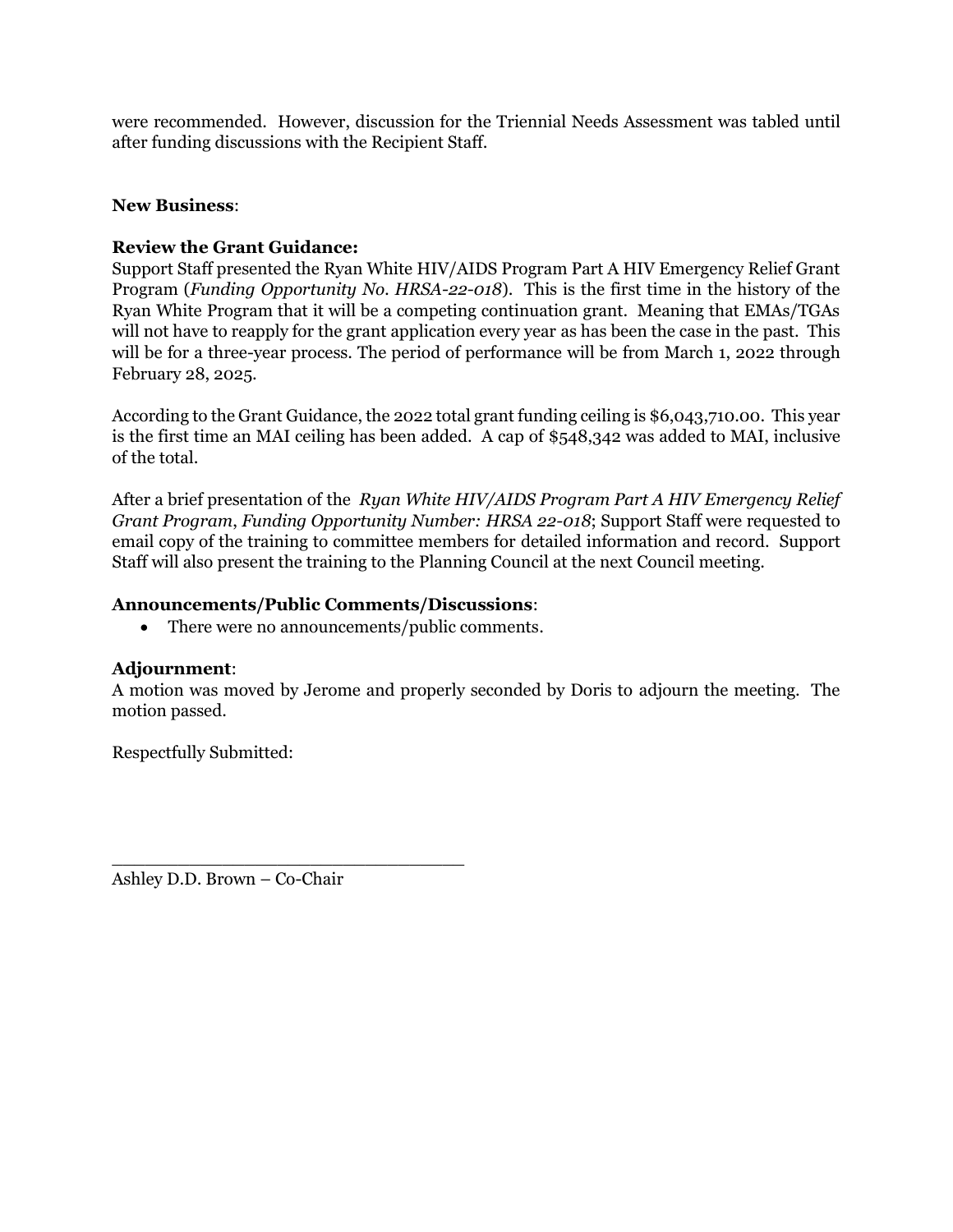were recommended. However, discussion for the Triennial Needs Assessment was tabled until after funding discussions with the Recipient Staff.

**New Business**:

**Review the Grant Guidance:**
Support Staff presented the Ryan White HIV/AIDS Program Part A HIV Emergency Relief Grant Program (*Funding Opportunity No. HRSA-22-018*). This is the first time in the history of the Ryan White Program that it will be a competing continuation grant. Meaning that EMAs/TGAs will not have to reapply for the grant application every year as has been the case in the past. This will be for a three-year process. The period of performance will be from March 1, 2022 through February 28, 2025.

According to the Grant Guidance, the 2022 total grant funding ceiling is $6,043,710.00. This year is the first time an MAI ceiling has been added. A cap of $548,342 was added to MAI, inclusive of the total.

After a brief presentation of the *Ryan White HIV/AIDS Program Part A HIV Emergency Relief Grant Program*, *Funding Opportunity Number: HRSA 22-018*; Support Staff were requested to email copy of the training to committee members for detailed information and record. Support Staff will also present the training to the Planning Council at the next Council meeting.

**Announcements/Public Comments/Discussions**:

- There were no announcements/public comments.

**Adjournment**:
A motion was moved by Jerome and properly seconded by Doris to adjourn the meeting. The motion passed.

Respectfully Submitted:

\_\_\_\_\_\_\_\_\_\_\_\_\_\_\_\_\_\_\_\_\_\_\_\_\_\_\_\_\_\_\_\_\_\_\_

Ashley D.D. Brown – Co-Chair